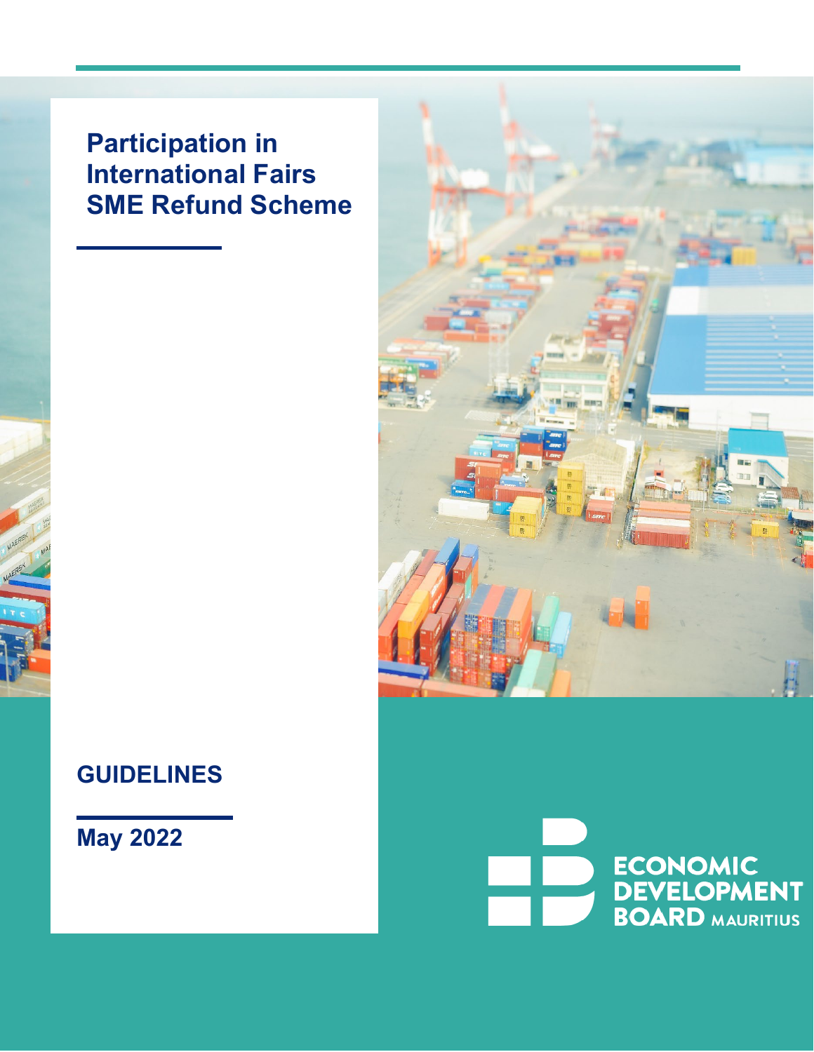# Participation in International Fairs SME Refund Scheme

## GUIDELINES

May 2022

ECONOMIC DEVELOPMENT BOARD MAURITIUS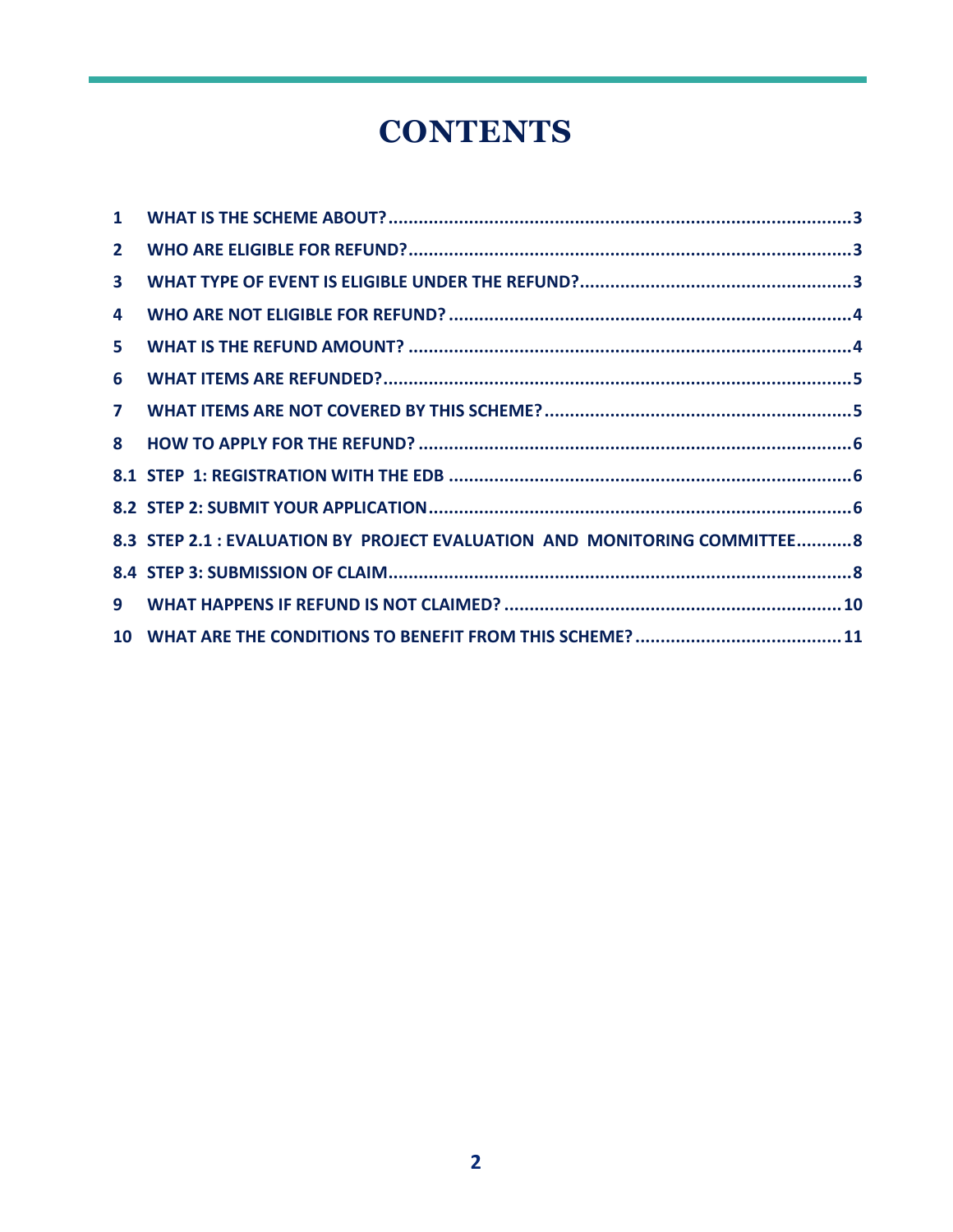# CONTENTS

| | | |
|---|---|---|
| 1 | WHAT IS THE SCHEME ABOUT? | 3 |
| 2 | WHO ARE ELIGIBLE FOR REFUND? | 3 |
| 3 | WHAT TYPE OF EVENT IS ELIGIBLE UNDER THE REFUND? | 3 |
| 4 | WHO ARE NOT ELIGIBLE FOR REFUND? | 4 |
| 5 | WHAT IS THE REFUND AMOUNT? | 4 |
| 6 | WHAT ITEMS ARE REFUNDED? | 5 |
| 7 | WHAT ITEMS ARE NOT COVERED BY THIS SCHEME? | 5 |
| 8 | HOW TO APPLY FOR THE REFUND? | 6 |
| 8.1 | STEP 1: REGISTRATION WITH THE EDB | 6 |
| 8.2 | STEP 2: SUBMIT YOUR APPLICATION | 6 |
| 8.3 | STEP 2.1 : EVALUATION BY PROJECT EVALUATION AND MONITORING COMMITTEE | 8 |
| 8.4 | STEP 3: SUBMISSION OF CLAIM | 8 |
| 9 | WHAT HAPPENS IF REFUND IS NOT CLAIMED? | 10 |
| 10 | WHAT ARE THE CONDITIONS TO BENEFIT FROM THIS SCHEME? | 11 |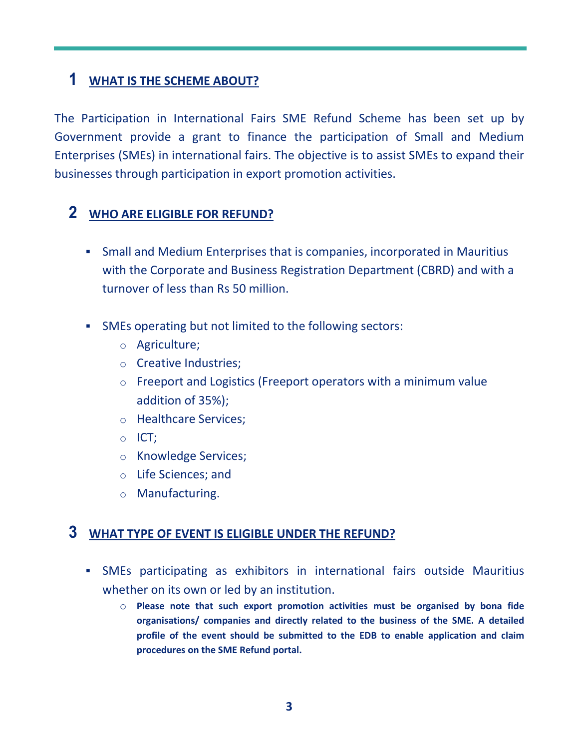## 1 WHAT IS THE SCHEME ABOUT?

The Participation in International Fairs SME Refund Scheme has been set up by Government provide a grant to finance the participation of Small and Medium Enterprises (SMEs) in international fairs. The objective is to assist SMEs to expand their businesses through participation in export promotion activities.

## 2 WHO ARE ELIGIBLE FOR REFUND?

- Small and Medium Enterprises that is companies, incorporated in Mauritius with the Corporate and Business Registration Department (CBRD) and with a turnover of less than Rs 50 million.
- SMEs operating but not limited to the following sectors:
  - Agriculture;
  - Creative Industries;
  - Freeport and Logistics (Freeport operators with a minimum value addition of 35%);
  - Healthcare Services;
  - ICT;
  - Knowledge Services;
  - Life Sciences; and
  - Manufacturing.

## 3 WHAT TYPE OF EVENT IS ELIGIBLE UNDER THE REFUND?

- SMEs participating as exhibitors in international fairs outside Mauritius whether on its own or led by an institution.
  - **Please note that such export promotion activities must be organised by bona fide organisations/ companies and directly related to the business of the SME. A detailed profile of the event should be submitted to the EDB to enable application and claim procedures on the SME Refund portal.**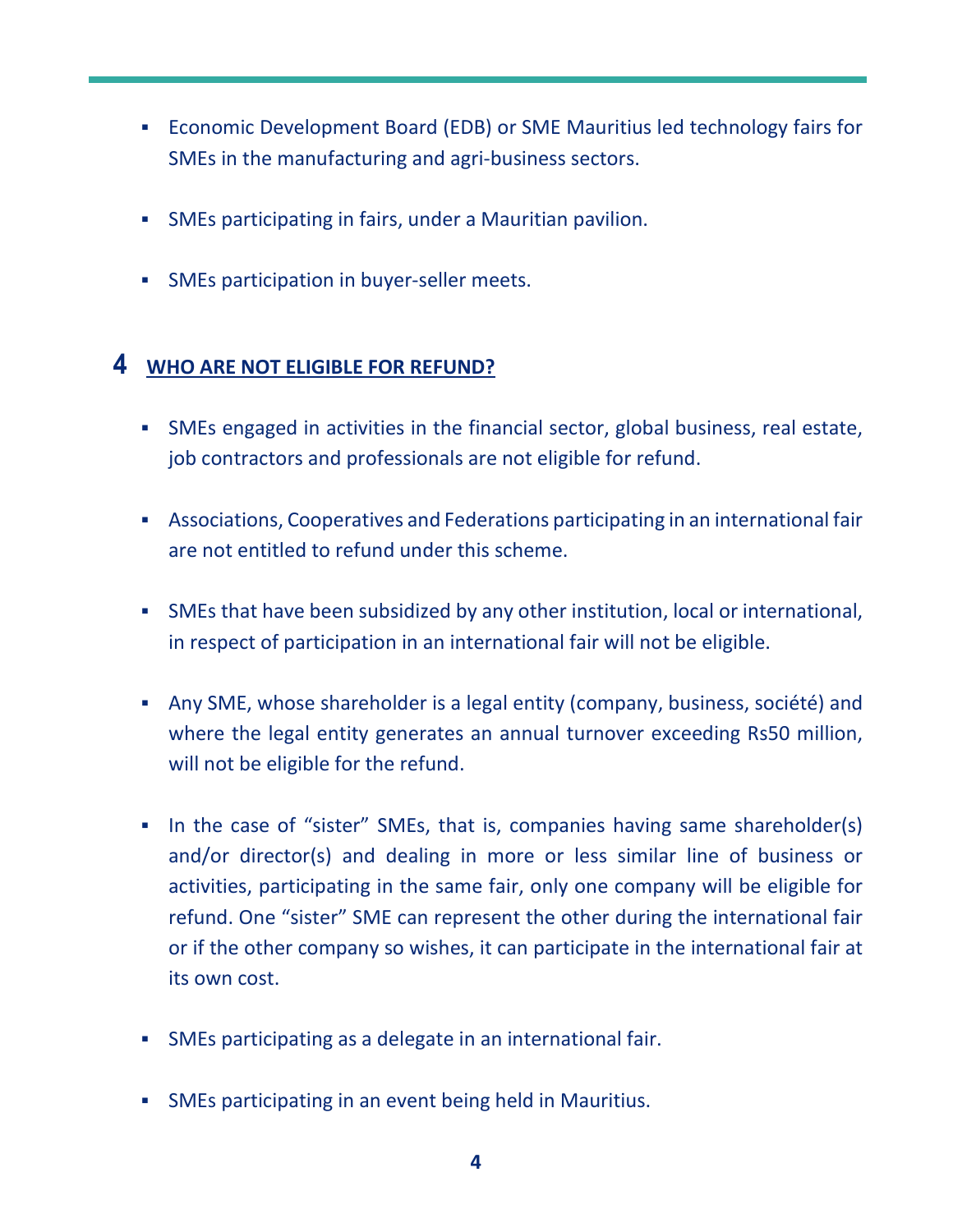- Economic Development Board (EDB) or SME Mauritius led technology fairs for SMEs in the manufacturing and agri-business sectors.

- SMEs participating in fairs, under a Mauritian pavilion.

- SMEs participation in buyer-seller meets.

## 4 WHO ARE NOT ELIGIBLE FOR REFUND?

- SMEs engaged in activities in the financial sector, global business, real estate, job contractors and professionals are not eligible for refund.

- Associations, Cooperatives and Federations participating in an international fair are not entitled to refund under this scheme.

- SMEs that have been subsidized by any other institution, local or international, in respect of participation in an international fair will not be eligible.

- Any SME, whose shareholder is a legal entity (company, business, société) and where the legal entity generates an annual turnover exceeding Rs50 million, will not be eligible for the refund.

- In the case of “sister” SMEs, that is, companies having same shareholder(s) and/or director(s) and dealing in more or less similar line of business or activities, participating in the same fair, only one company will be eligible for refund. One “sister” SME can represent the other during the international fair or if the other company so wishes, it can participate in the international fair at its own cost.

- SMEs participating as a delegate in an international fair.

- SMEs participating in an event being held in Mauritius.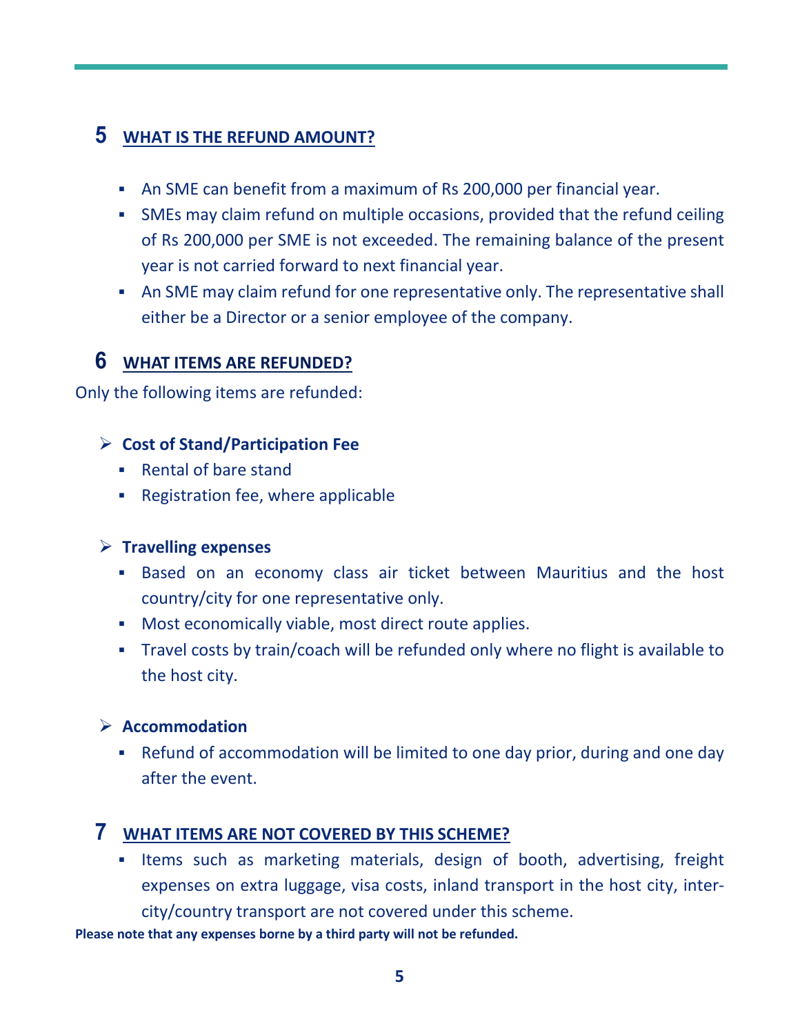## 5 WHAT IS THE REFUND AMOUNT?

- An SME can benefit from a maximum of Rs 200,000 per financial year.
- SMEs may claim refund on multiple occasions, provided that the refund ceiling of Rs 200,000 per SME is not exceeded. The remaining balance of the present year is not carried forward to next financial year.
- An SME may claim refund for one representative only. The representative shall either be a Director or a senior employee of the company.

## 6 WHAT ITEMS ARE REFUNDED?

Only the following items are refunded:

- **Cost of Stand/Participation Fee**
  - Rental of bare stand
  - Registration fee, where applicable

- **Travelling expenses**
  - Based on an economy class air ticket between Mauritius and the host country/city for one representative only.
  - Most economically viable, most direct route applies.
  - Travel costs by train/coach will be refunded only where no flight is available to the host city.

- **Accommodation**
  - Refund of accommodation will be limited to one day prior, during and one day after the event.

## 7 WHAT ITEMS ARE NOT COVERED BY THIS SCHEME?

- Items such as marketing materials, design of booth, advertising, freight expenses on extra luggage, visa costs, inland transport in the host city, inter-city/country transport are not covered under this scheme.

**Please note that any expenses borne by a third party will not be refunded.**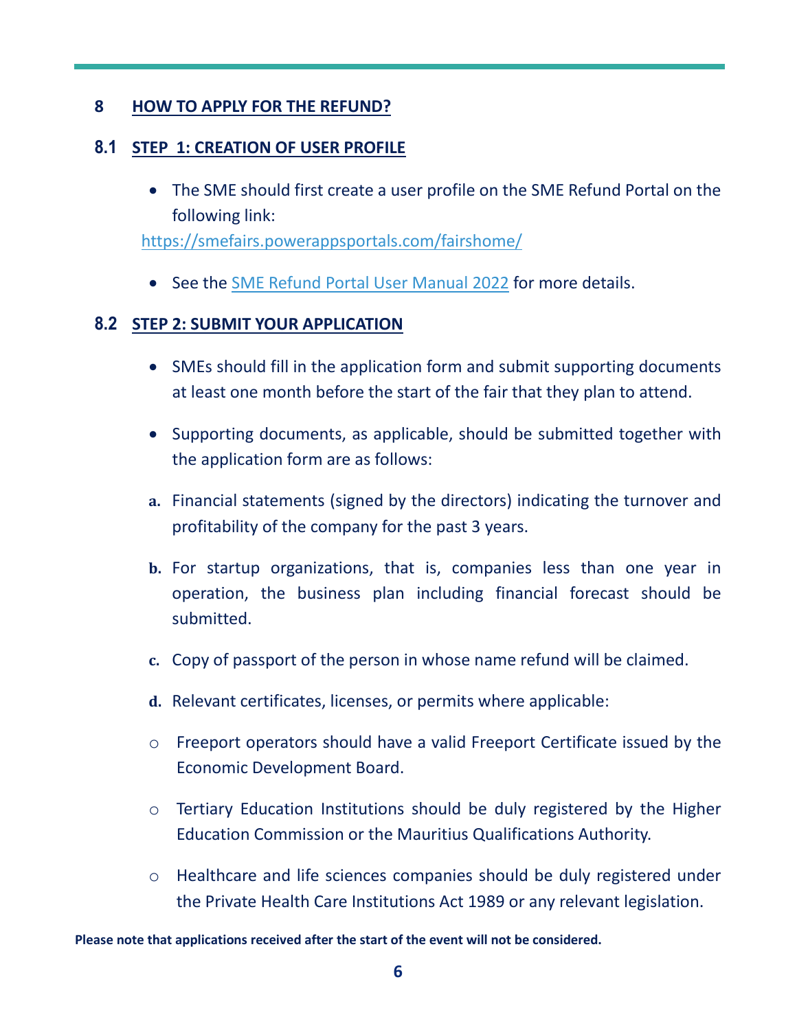## 8 HOW TO APPLY FOR THE REFUND?

### 8.1 STEP 1: CREATION OF USER PROFILE

- The SME should first create a user profile on the SME Refund Portal on the following link:

https://smefairs.powerappsportals.com/fairshome/

- See the [SME Refund Portal User Manual 2022](#) for more details.

### 8.2 STEP 2: SUBMIT YOUR APPLICATION

- SMEs should fill in the application form and submit supporting documents at least one month before the start of the fair that they plan to attend.

- Supporting documents, as applicable, should be submitted together with the application form are as follows:

a. Financial statements (signed by the directors) indicating the turnover and profitability of the company for the past 3 years.

b. For startup organizations, that is, companies less than one year in operation, the business plan including financial forecast should be submitted.

c. Copy of passport of the person in whose name refund will be claimed.

d. Relevant certificates, licenses, or permits where applicable:

   - Freeport operators should have a valid Freeport Certificate issued by the Economic Development Board.
   - Tertiary Education Institutions should be duly registered by the Higher Education Commission or the Mauritius Qualifications Authority.
   - Healthcare and life sciences companies should be duly registered under the Private Health Care Institutions Act 1989 or any relevant legislation.

**Please note that applications received after the start of the event will not be considered.**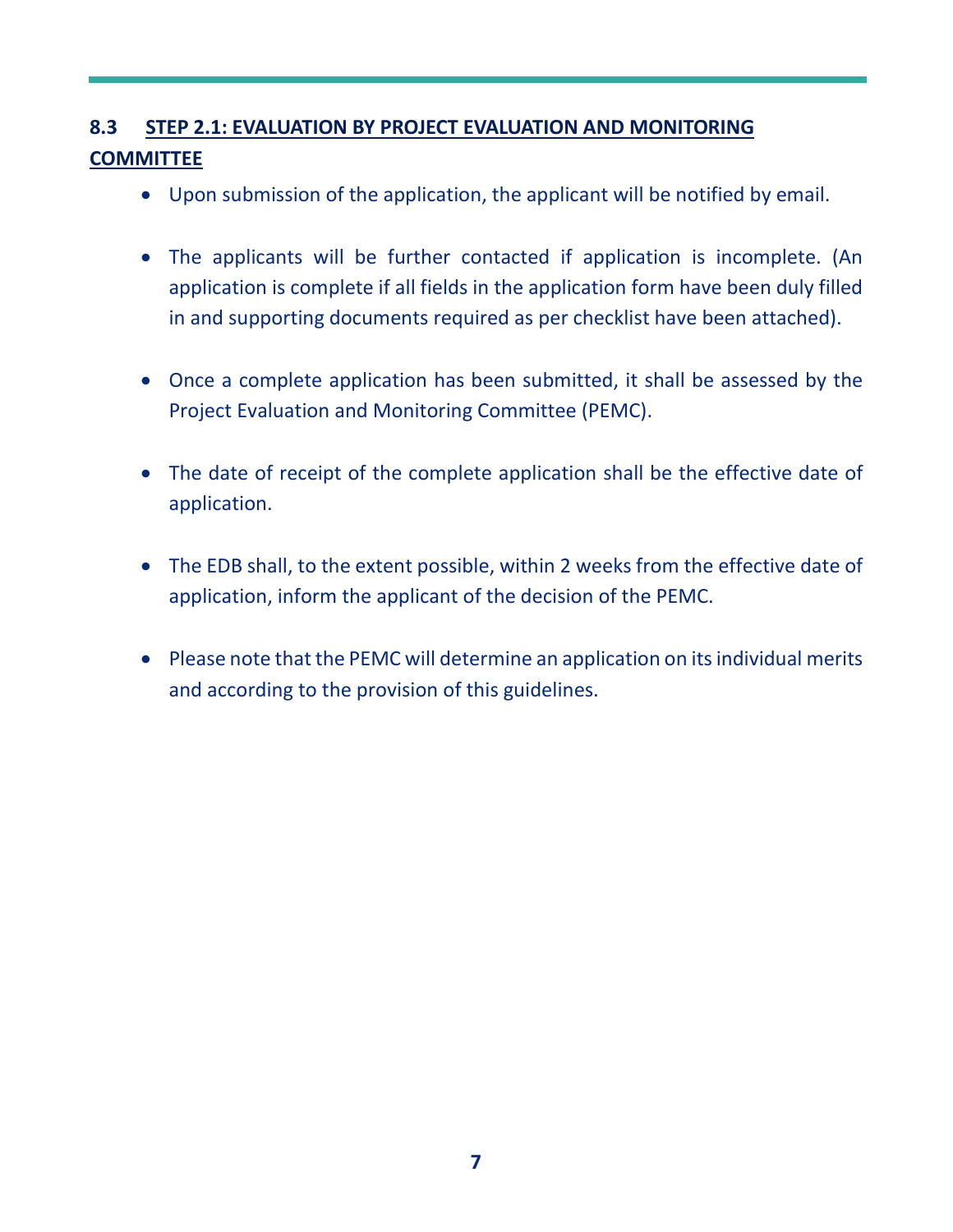## 8.3 STEP 2.1: EVALUATION BY PROJECT EVALUATION AND MONITORING COMMITTEE

- Upon submission of the application, the applicant will be notified by email.
- The applicants will be further contacted if application is incomplete. (An application is complete if all fields in the application form have been duly filled in and supporting documents required as per checklist have been attached).
- Once a complete application has been submitted, it shall be assessed by the Project Evaluation and Monitoring Committee (PEMC).
- The date of receipt of the complete application shall be the effective date of application.
- The EDB shall, to the extent possible, within 2 weeks from the effective date of application, inform the applicant of the decision of the PEMC.
- Please note that the PEMC will determine an application on its individual merits and according to the provision of this guidelines.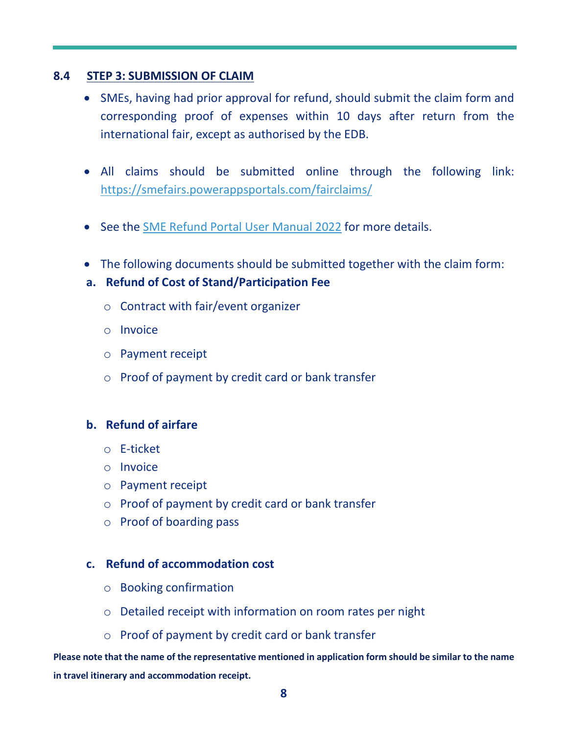## 8.4 STEP 3: SUBMISSION OF CLAIM

- SMEs, having had prior approval for refund, should submit the claim form and corresponding proof of expenses within 10 days after return from the international fair, except as authorised by the EDB.

- All claims should be submitted online through the following link: https://smefairs.powerappsportals.com/fairclaims/

- See the SME Refund Portal User Manual 2022 for more details.

- The following documents should be submitted together with the claim form:

**a. Refund of Cost of Stand/Participation Fee**

- Contract with fair/event organizer
- Invoice
- Payment receipt
- Proof of payment by credit card or bank transfer

**b. Refund of airfare**

- E-ticket
- Invoice
- Payment receipt
- Proof of payment by credit card or bank transfer
- Proof of boarding pass

**c. Refund of accommodation cost**

- Booking confirmation
- Detailed receipt with information on room rates per night
- Proof of payment by credit card or bank transfer

**Please note that the name of the representative mentioned in application form should be similar to the name in travel itinerary and accommodation receipt.**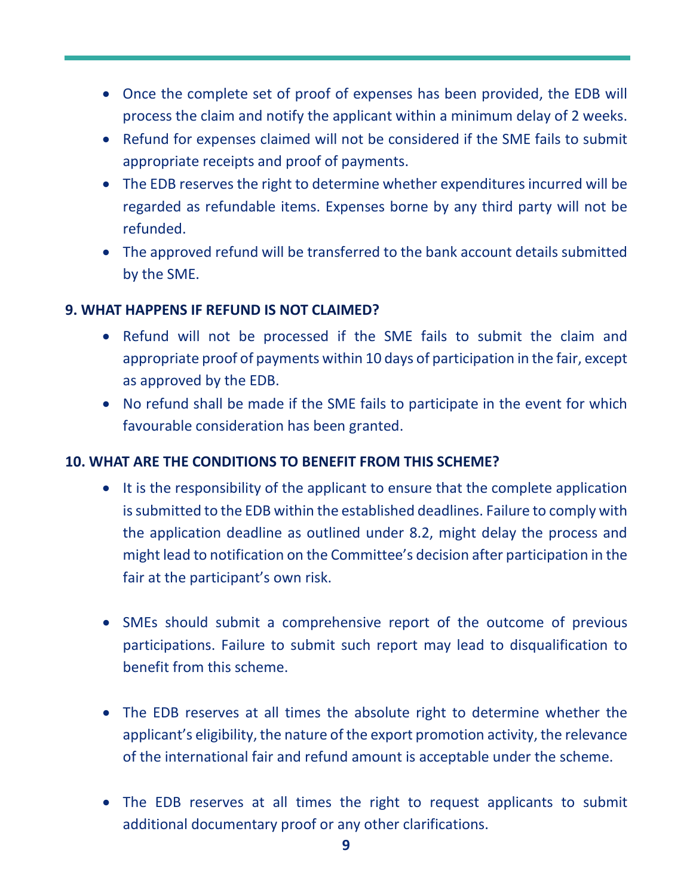- Once the complete set of proof of expenses has been provided, the EDB will process the claim and notify the applicant within a minimum delay of 2 weeks.
- Refund for expenses claimed will not be considered if the SME fails to submit appropriate receipts and proof of payments.
- The EDB reserves the right to determine whether expenditures incurred will be regarded as refundable items. Expenses borne by any third party will not be refunded.
- The approved refund will be transferred to the bank account details submitted by the SME.

**9. WHAT HAPPENS IF REFUND IS NOT CLAIMED?**

- Refund will not be processed if the SME fails to submit the claim and appropriate proof of payments within 10 days of participation in the fair, except as approved by the EDB.
- No refund shall be made if the SME fails to participate in the event for which favourable consideration has been granted.

**10. WHAT ARE THE CONDITIONS TO BENEFIT FROM THIS SCHEME?**

- It is the responsibility of the applicant to ensure that the complete application is submitted to the EDB within the established deadlines. Failure to comply with the application deadline as outlined under 8.2, might delay the process and might lead to notification on the Committee's decision after participation in the fair at the participant's own risk.

- SMEs should submit a comprehensive report of the outcome of previous participations. Failure to submit such report may lead to disqualification to benefit from this scheme.

- The EDB reserves at all times the absolute right to determine whether the applicant's eligibility, the nature of the export promotion activity, the relevance of the international fair and refund amount is acceptable under the scheme.

- The EDB reserves at all times the right to request applicants to submit additional documentary proof or any other clarifications.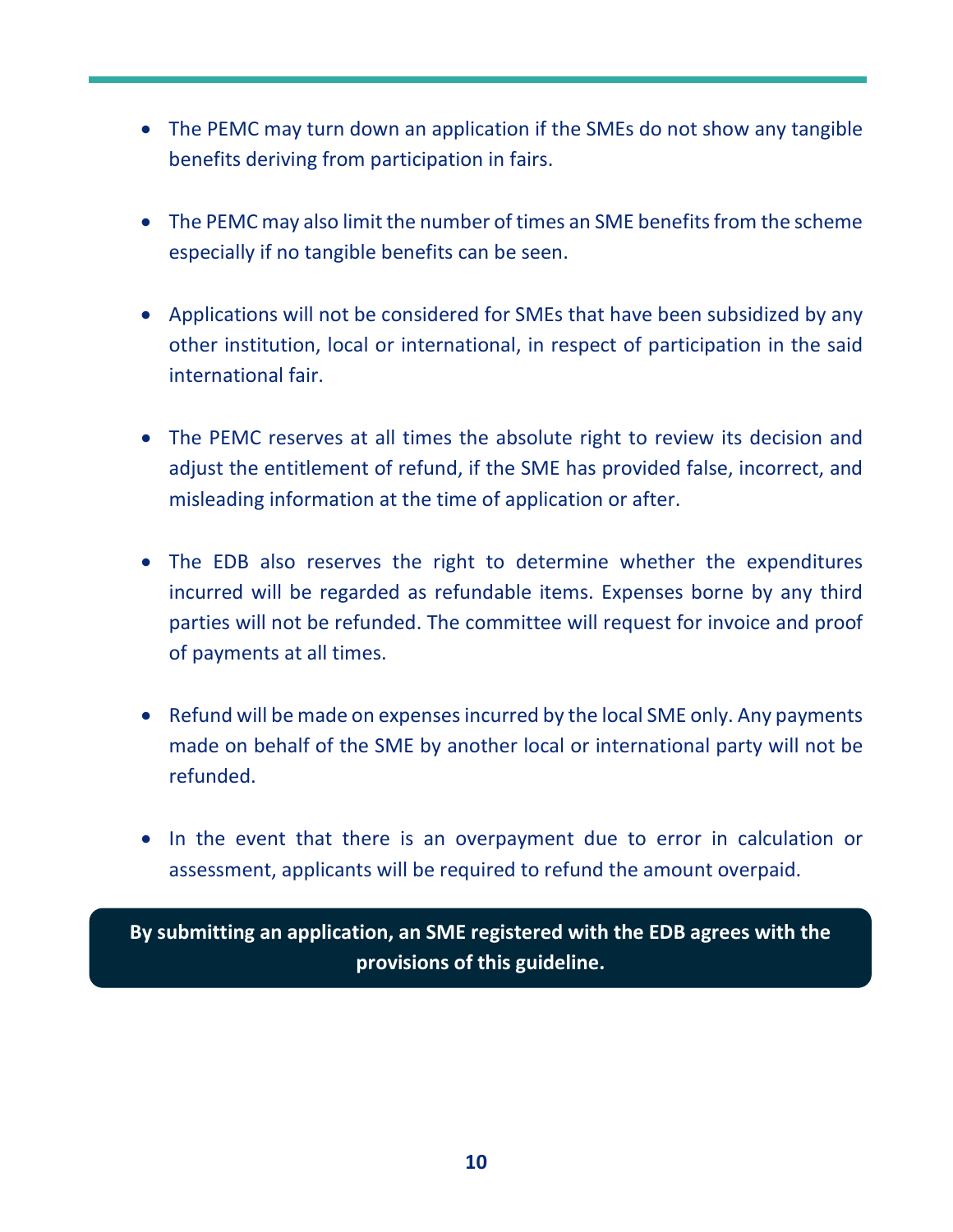- The PEMC may turn down an application if the SMEs do not show any tangible benefits deriving from participation in fairs.

- The PEMC may also limit the number of times an SME benefits from the scheme especially if no tangible benefits can be seen.

- Applications will not be considered for SMEs that have been subsidized by any other institution, local or international, in respect of participation in the said international fair.

- The PEMC reserves at all times the absolute right to review its decision and adjust the entitlement of refund, if the SME has provided false, incorrect, and misleading information at the time of application or after.

- The EDB also reserves the right to determine whether the expenditures incurred will be regarded as refundable items. Expenses borne by any third parties will not be refunded. The committee will request for invoice and proof of payments at all times.

- Refund will be made on expenses incurred by the local SME only. Any payments made on behalf of the SME by another local or international party will not be refunded.

- In the event that there is an overpayment due to error in calculation or assessment, applicants will be required to refund the amount overpaid.

**By submitting an application, an SME registered with the EDB agrees with the provisions of this guideline.**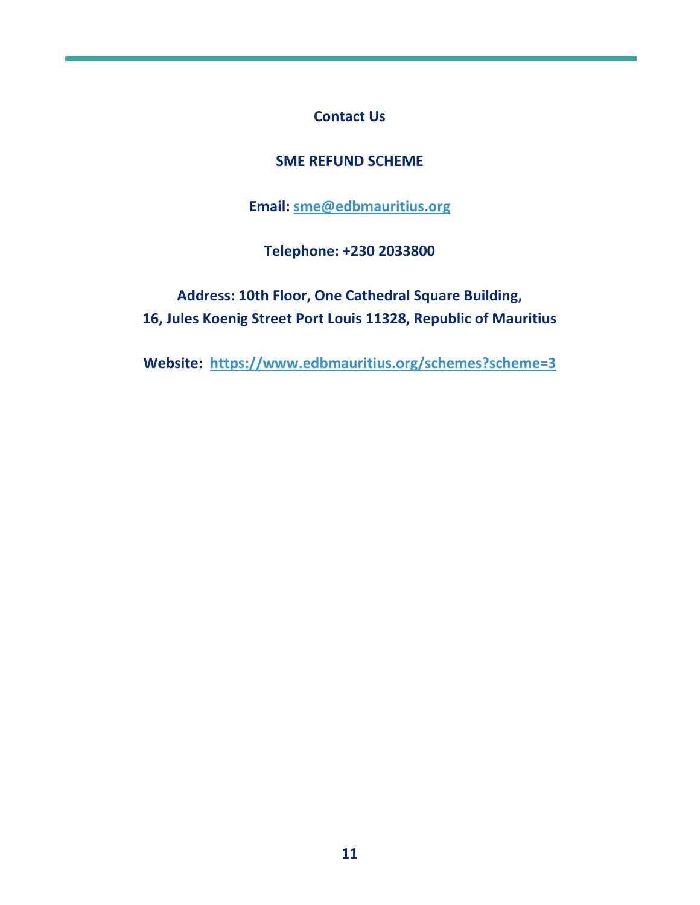## Contact Us

**SME REFUND SCHEME**

**Email: sme@edbmauritius.org**

**Telephone: +230 2033800**

**Address: 10th Floor, One Cathedral Square Building,**
**16, Jules Koenig Street Port Louis 11328, Republic of Mauritius**

**Website: https://www.edbmauritius.org/schemes?scheme=3**